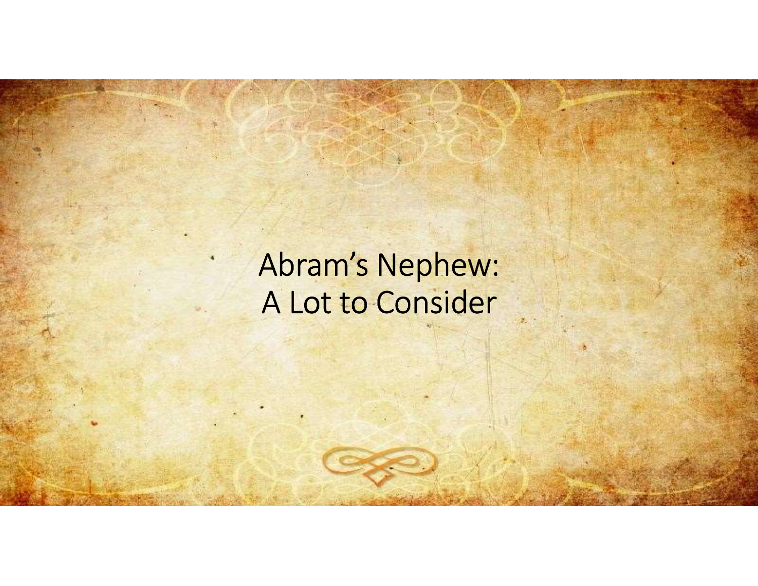# Abram's Nephew:
# A Lot to Consider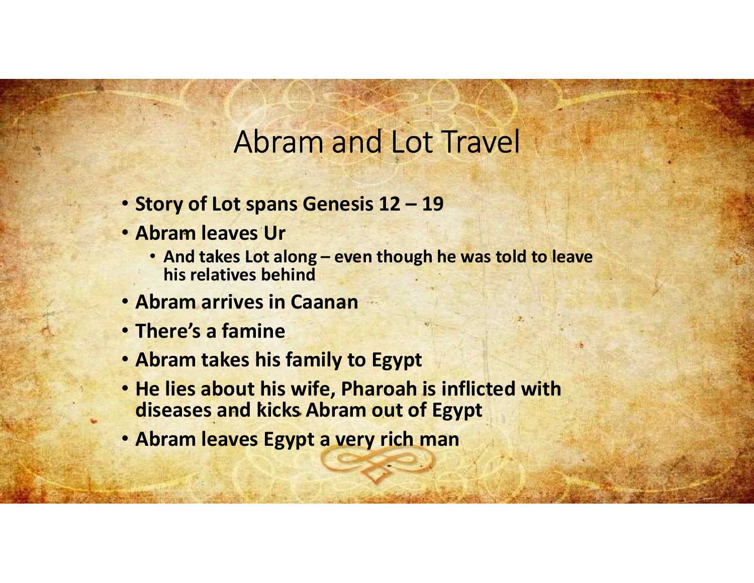# Abram and Lot Travel

- **Story of Lot spans Genesis 12 – 19**
- **Abram leaves Ur**
  - **And takes Lot along – even though he was told to leave his relatives behind**
- **Abram arrives in Caanan**
- **There's a famine**
- **Abram takes his family to Egypt**
- **He lies about his wife, Pharoah is inflicted with diseases and kicks Abram out of Egypt**
- **Abram leaves Egypt a very rich man**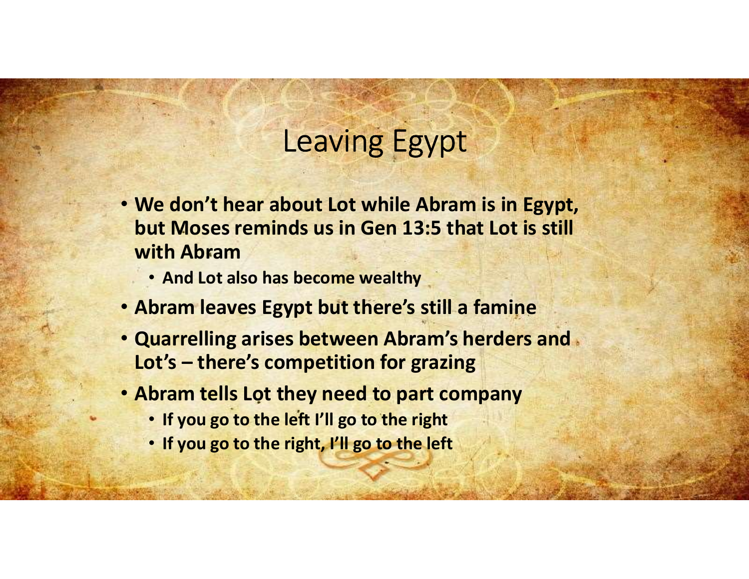# Leaving Egypt

- **We don't hear about Lot while Abram is in Egypt, but Moses reminds us in Gen 13:5 that Lot is still with Abram**
  - **And Lot also has become wealthy**
- **Abram leaves Egypt but there's still a famine**
- **Quarrelling arises between Abram's herders and Lot's – there's competition for grazing**
- **Abram tells Lot they need to part company**
  - **If you go to the left I'll go to the right**
  - **If you go to the right, I'll go to the left**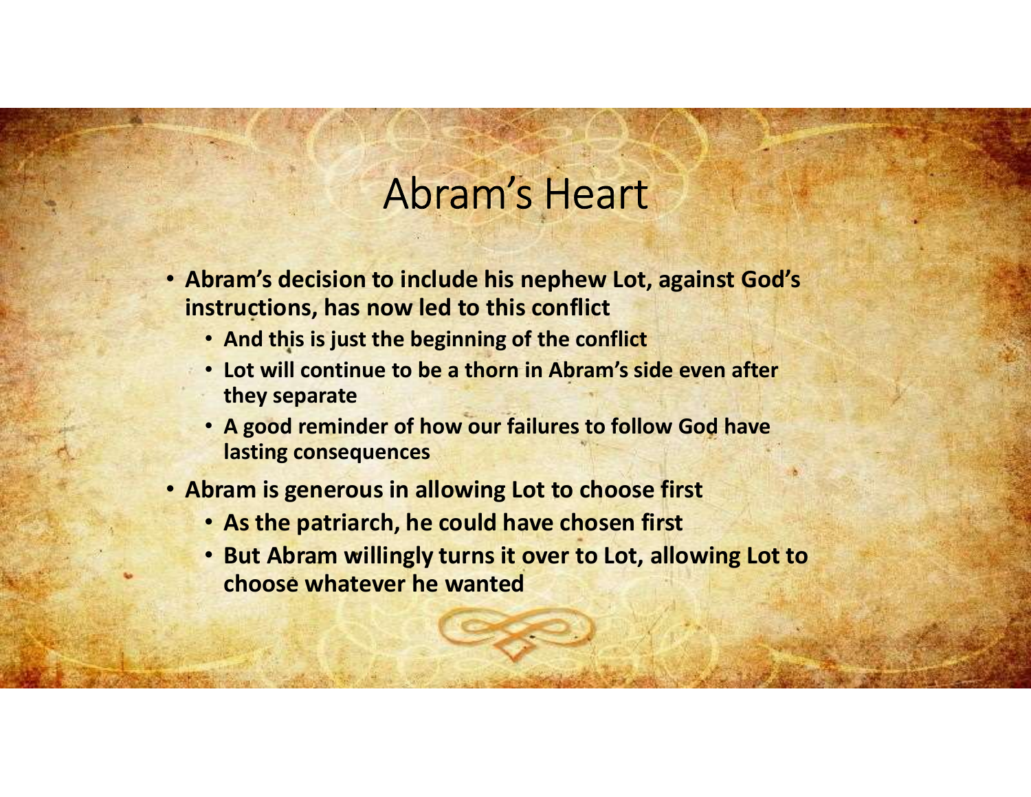# Abram's Heart

- **Abram's decision to include his nephew Lot, against God's instructions, has now led to this conflict**
  - **And this is just the beginning of the conflict**
  - **Lot will continue to be a thorn in Abram's side even after they separate**
  - **A good reminder of how our failures to follow God have lasting consequences**
- **Abram is generous in allowing Lot to choose first**
  - **As the patriarch, he could have chosen first**
  - **But Abram willingly turns it over to Lot, allowing Lot to choose whatever he wanted**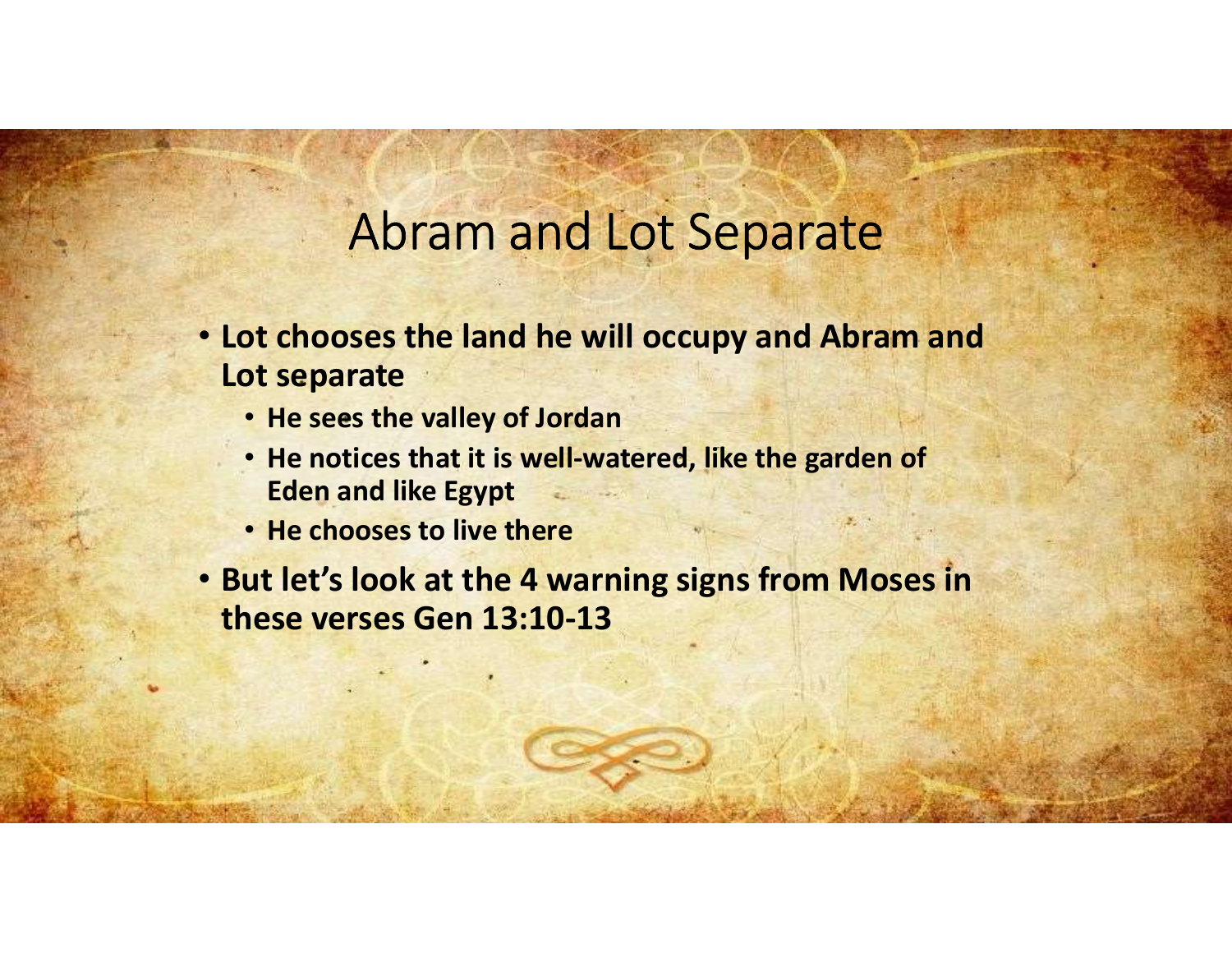# Abram and Lot Separate

- **Lot chooses the land he will occupy and Abram and Lot separate**
  - **He sees the valley of Jordan**
  - **He notices that it is well-watered, like the garden of Eden and like Egypt**
  - **He chooses to live there**
- **But let's look at the 4 warning signs from Moses in these verses Gen 13:10-13**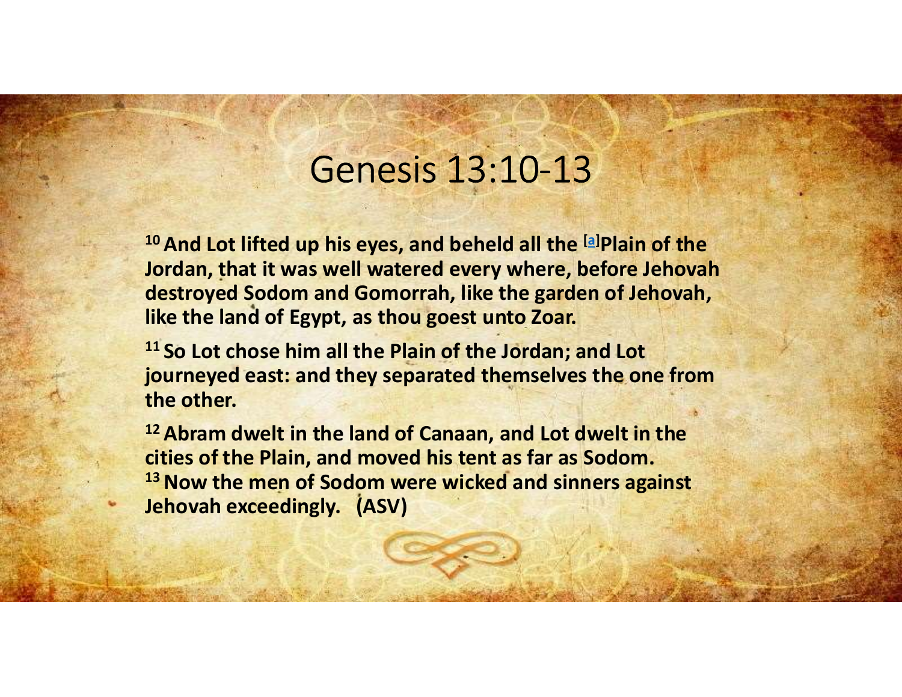# Genesis 13:10-13

**[10] And Lot lifted up his eyes, and beheld all the [a]Plain of the Jordan, that it was well watered every where, before Jehovah destroyed Sodom and Gomorrah, like the garden of Jehovah, like the land of Egypt, as thou goest unto Zoar.**

**[11] So Lot chose him all the Plain of the Jordan; and Lot journeyed east: and they separated themselves the one from the other.**

**[12] Abram dwelt in the land of Canaan, and Lot dwelt in the cities of the Plain, and moved his tent as far as Sodom.**
**[13] Now the men of Sodom were wicked and sinners against Jehovah exceedingly. (ASV)**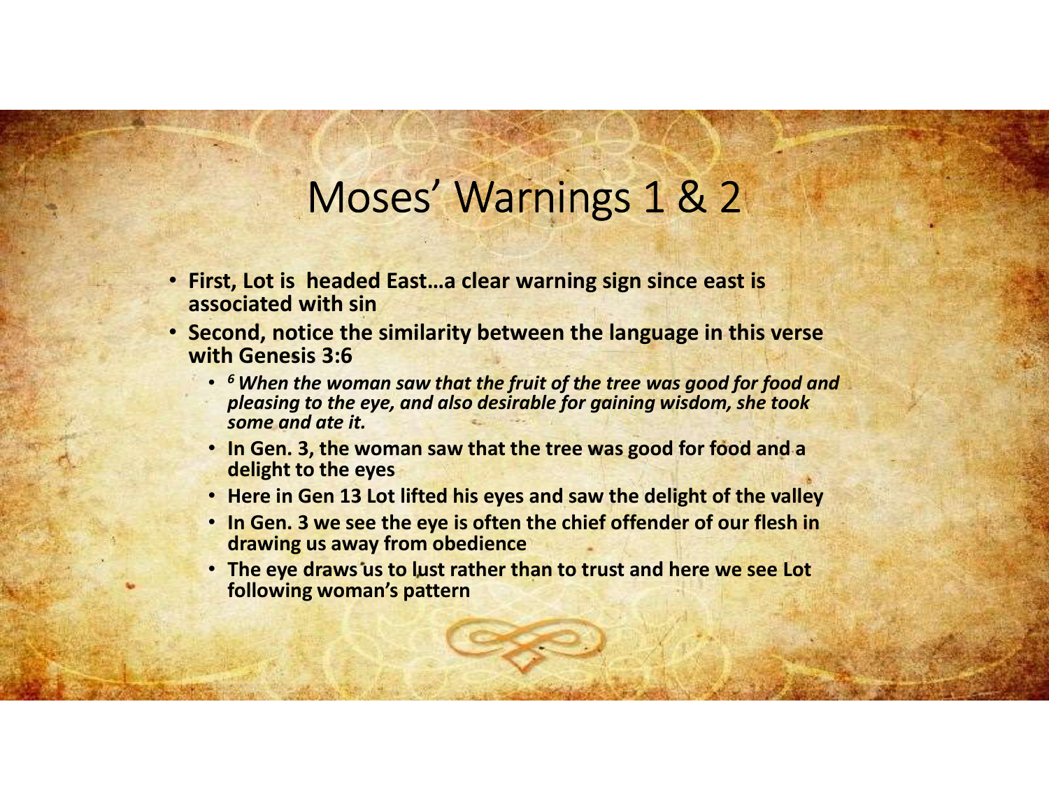# Moses' Warnings 1 & 2

- **First, Lot is headed East…a clear warning sign since east is associated with sin**
- **Second, notice the similarity between the language in this verse with Genesis 3:6**
  - ***[6] When the woman saw that the fruit of the tree was good for food and pleasing to the eye, and also desirable for gaining wisdom, she took some and ate it.***
  - **In Gen. 3, the woman saw that the tree was good for food and a delight to the eyes**
  - **Here in Gen 13 Lot lifted his eyes and saw the delight of the valley**
  - **In Gen. 3 we see the eye is often the chief offender of our flesh in drawing us away from obedience**
  - **The eye draws us to lust rather than to trust and here we see Lot following woman's pattern**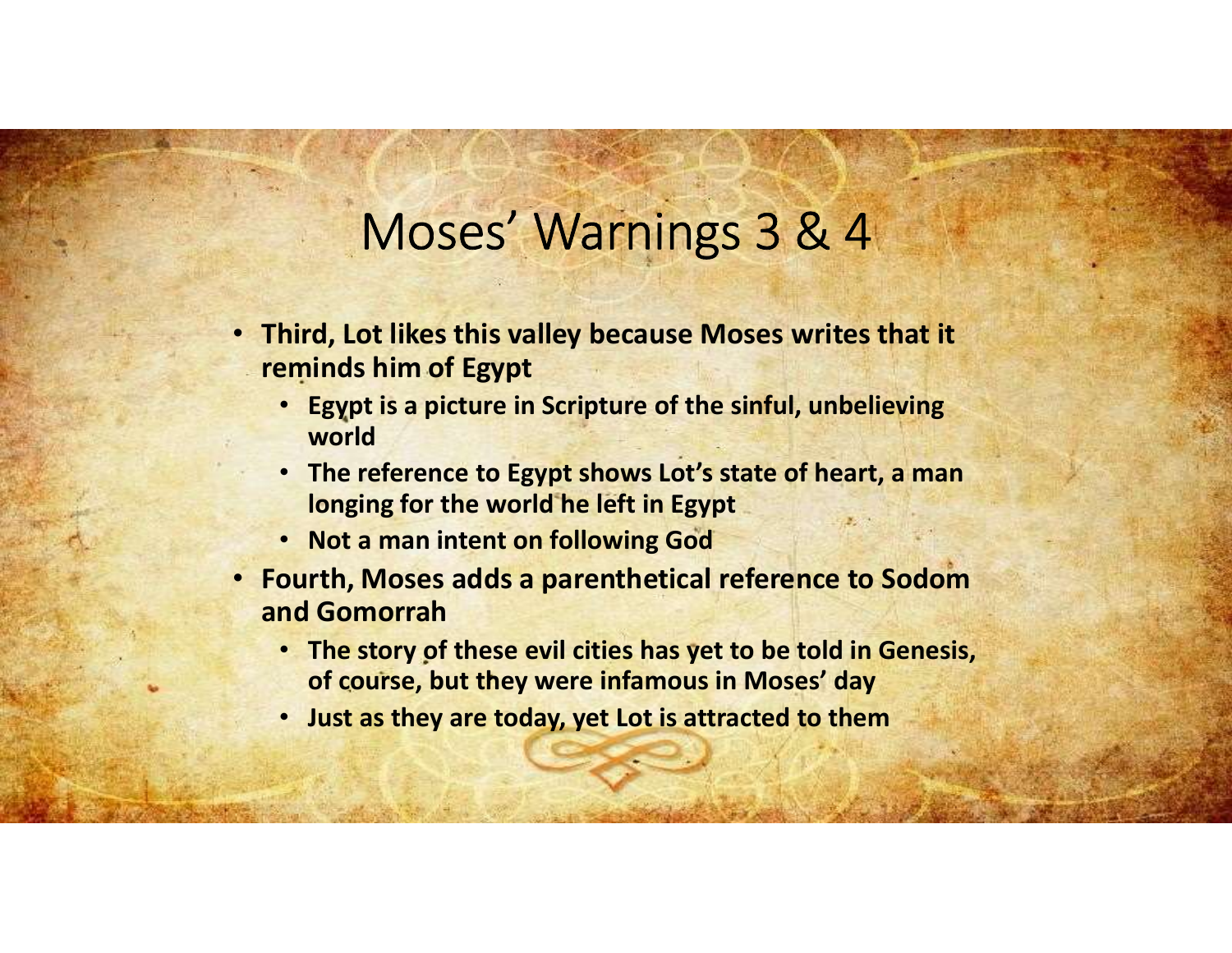# Moses' Warnings 3 & 4

- **Third, Lot likes this valley because Moses writes that it reminds him of Egypt**
  - **Egypt is a picture in Scripture of the sinful, unbelieving world**
  - **The reference to Egypt shows Lot's state of heart, a man longing for the world he left in Egypt**
  - **Not a man intent on following God**
- **Fourth, Moses adds a parenthetical reference to Sodom and Gomorrah**
  - **The story of these evil cities has yet to be told in Genesis, of course, but they were infamous in Moses' day**
  - **Just as they are today, yet Lot is attracted to them**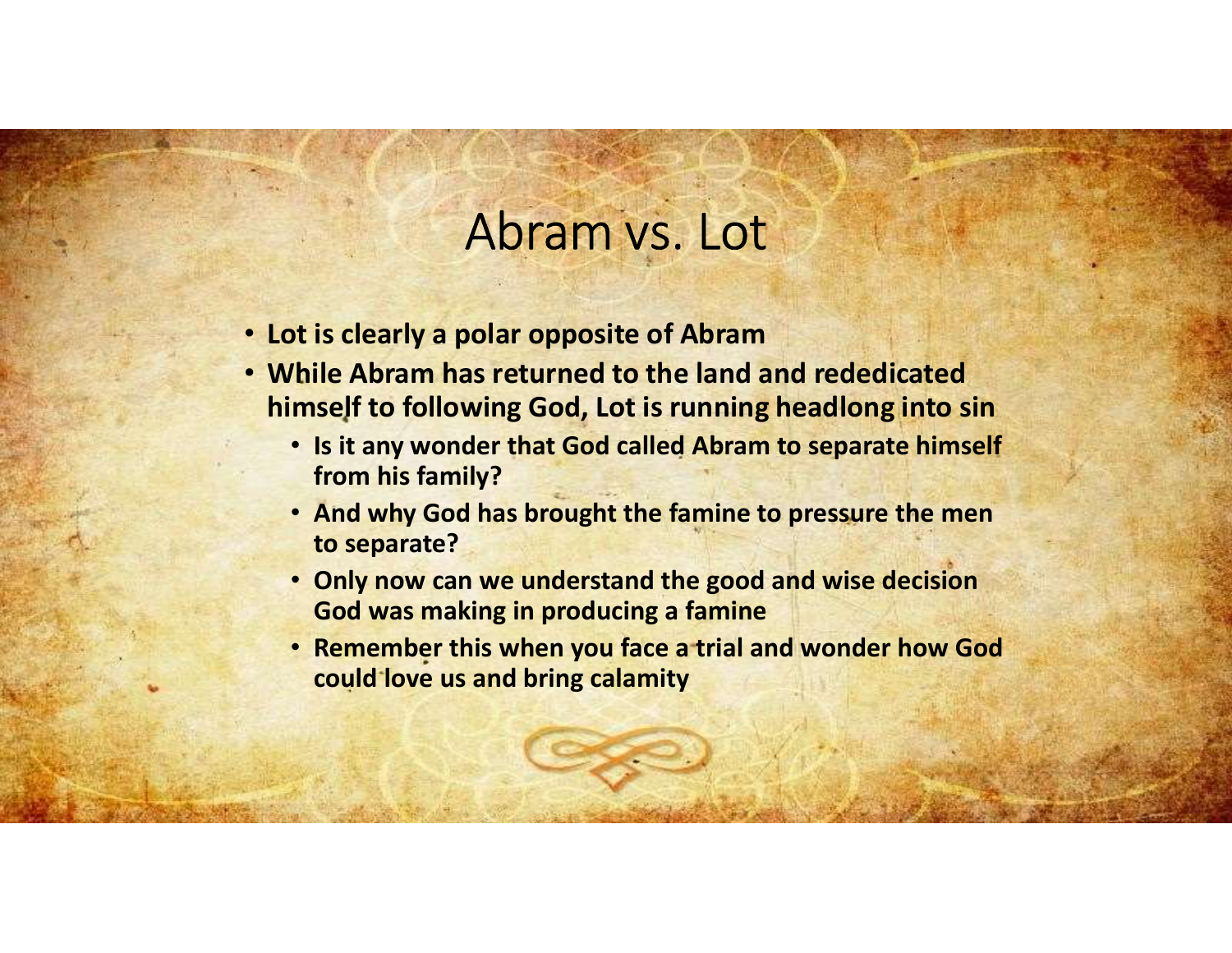# Abram vs. Lot

- **Lot is clearly a polar opposite of Abram**
- **While Abram has returned to the land and rededicated himself to following God, Lot is running headlong into sin**
  - **Is it any wonder that God called Abram to separate himself from his family?**
  - **And why God has brought the famine to pressure the men to separate?**
  - **Only now can we understand the good and wise decision God was making in producing a famine**
  - **Remember this when you face a trial and wonder how God could love us and bring calamity**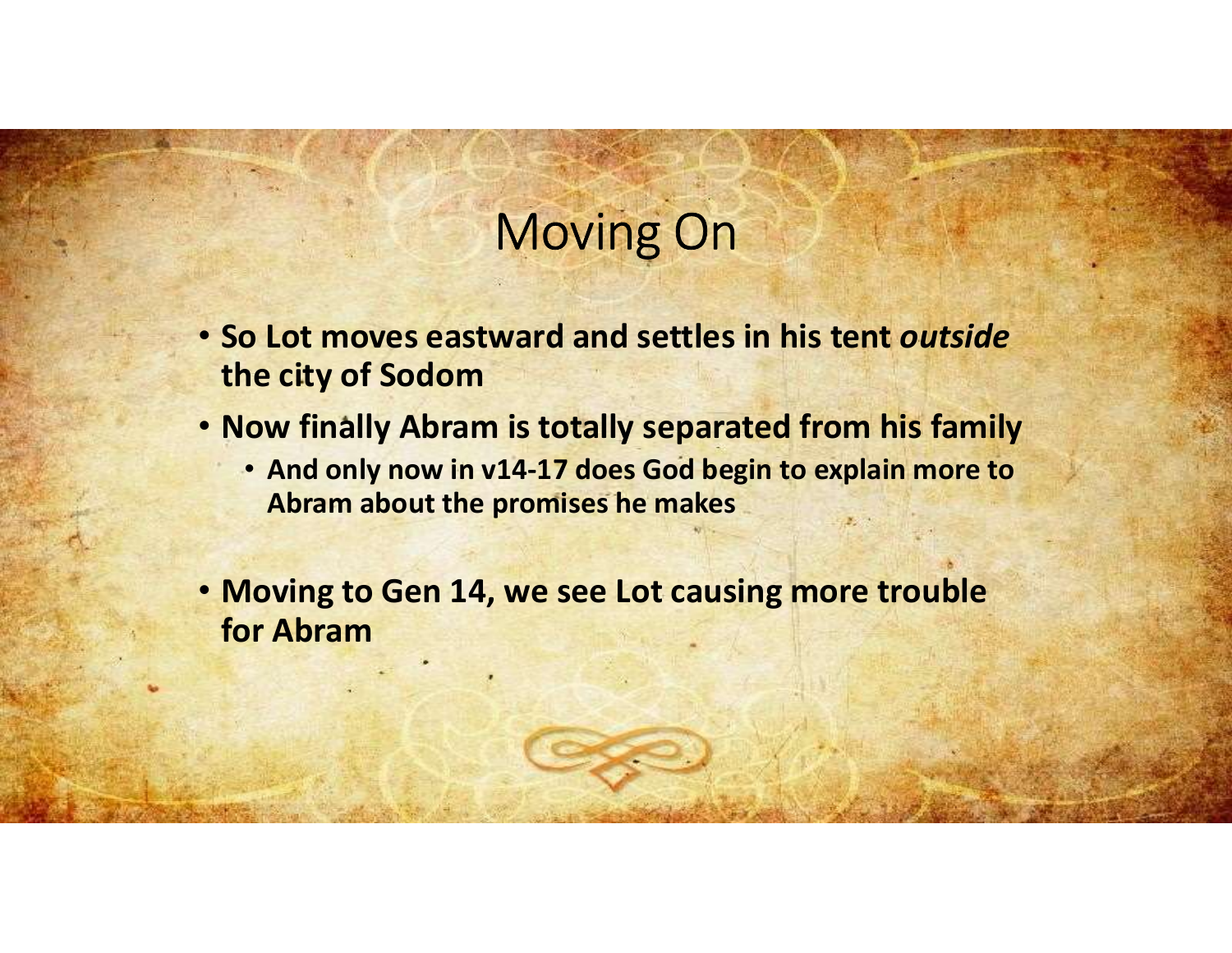# Moving On

- **So Lot moves eastward and settles in his tent *outside* the city of Sodom**
- **Now finally Abram is totally separated from his family**
  - **And only now in v14-17 does God begin to explain more to Abram about the promises he makes**
- **Moving to Gen 14, we see Lot causing more trouble for Abram**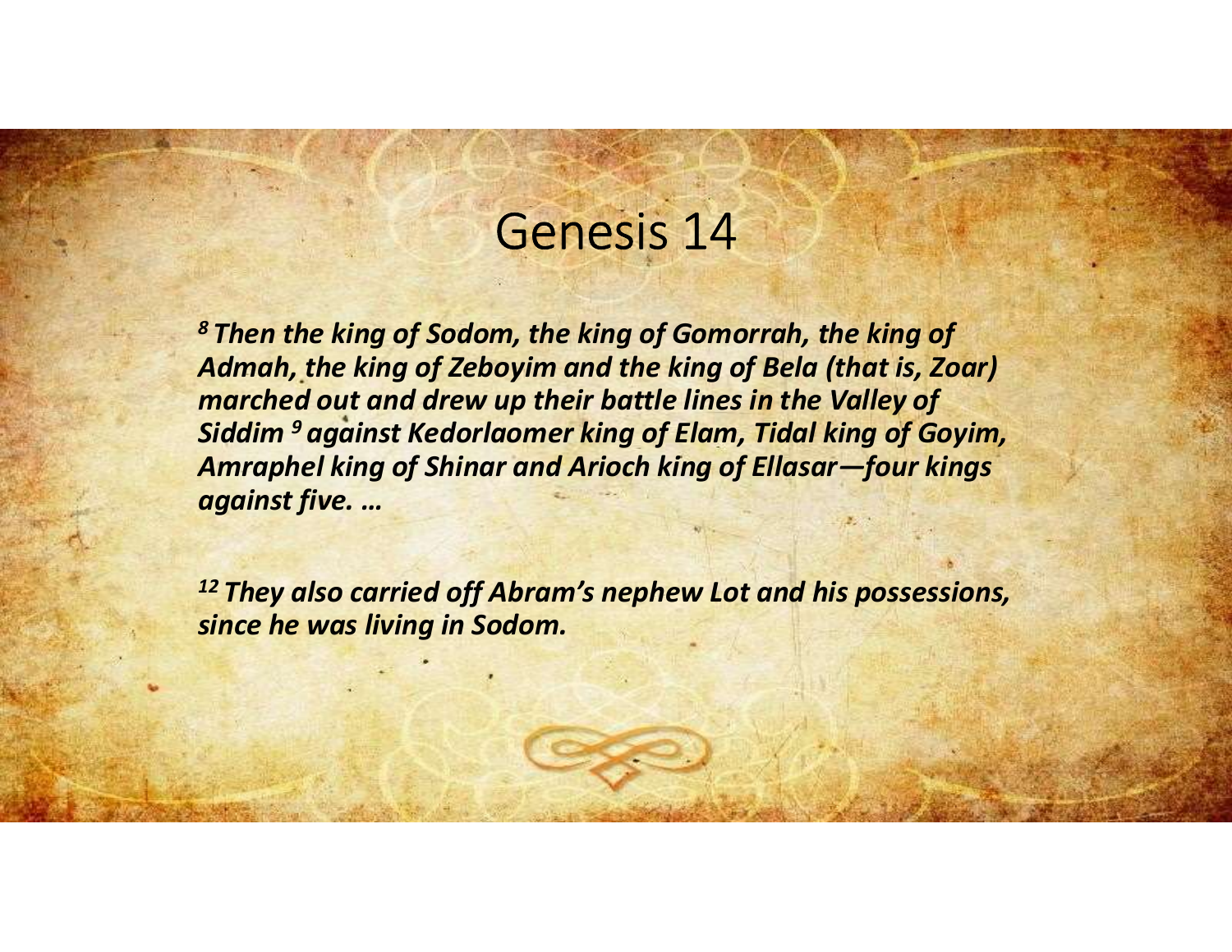# Genesis 14

***[8] Then the king of Sodom, the king of Gomorrah, the king of Admah, the king of Zeboyim and the king of Bela (that is, Zoar) marched out and drew up their battle lines in the Valley of Siddim [9] against Kedorlaomer king of Elam, Tidal king of Goyim, Amraphel king of Shinar and Arioch king of Ellasar—four kings against five. …***

***[12] They also carried off Abram's nephew Lot and his possessions, since he was living in Sodom.***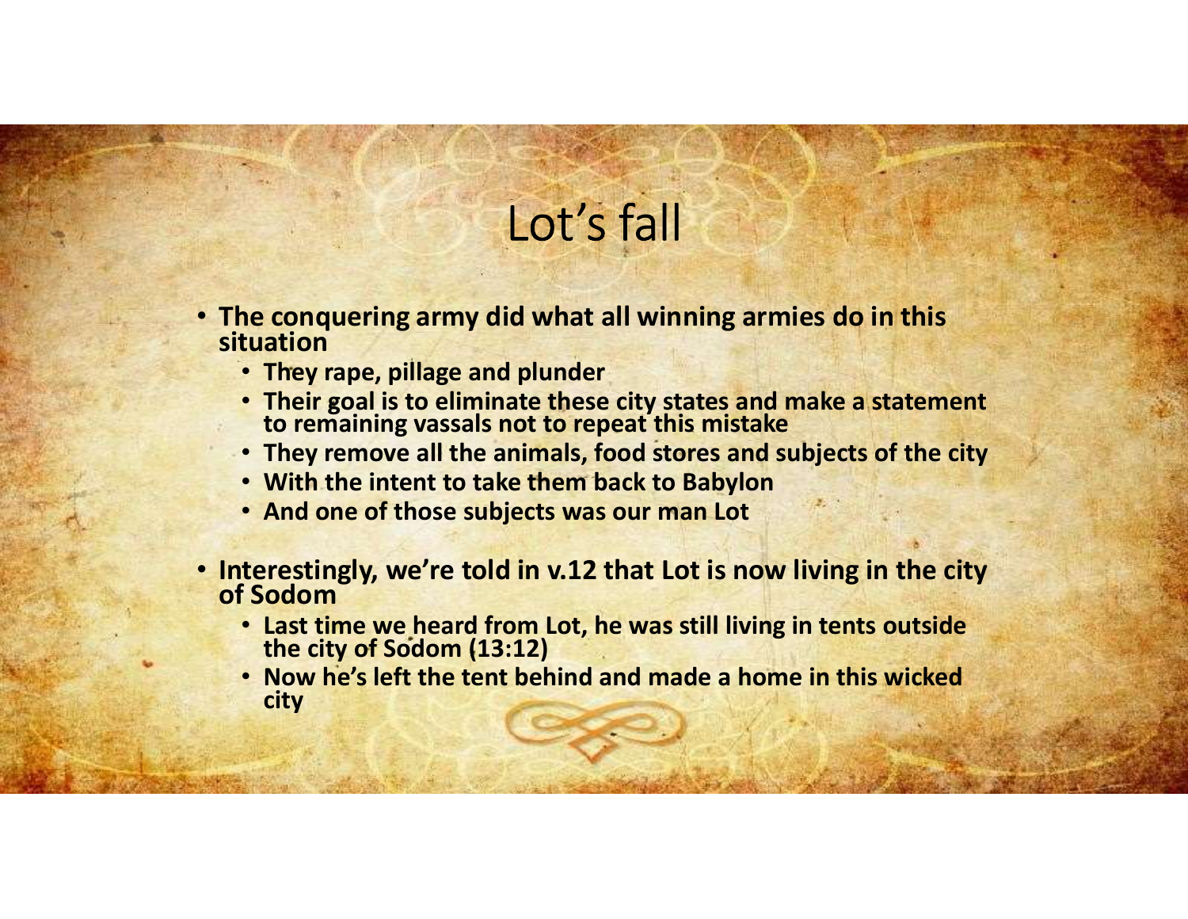# Lot's fall

- **The conquering army did what all winning armies do in this situation**
  - **They rape, pillage and plunder**
  - **Their goal is to eliminate these city states and make a statement to remaining vassals not to repeat this mistake**
  - **They remove all the animals, food stores and subjects of the city**
  - **With the intent to take them back to Babylon**
  - **And one of those subjects was our man Lot**
- **Interestingly, we're told in v.12 that Lot is now living in the city of Sodom**
  - **Last time we heard from Lot, he was still living in tents outside the city of Sodom (13:12)**
  - **Now he's left the tent behind and made a home in this wicked city**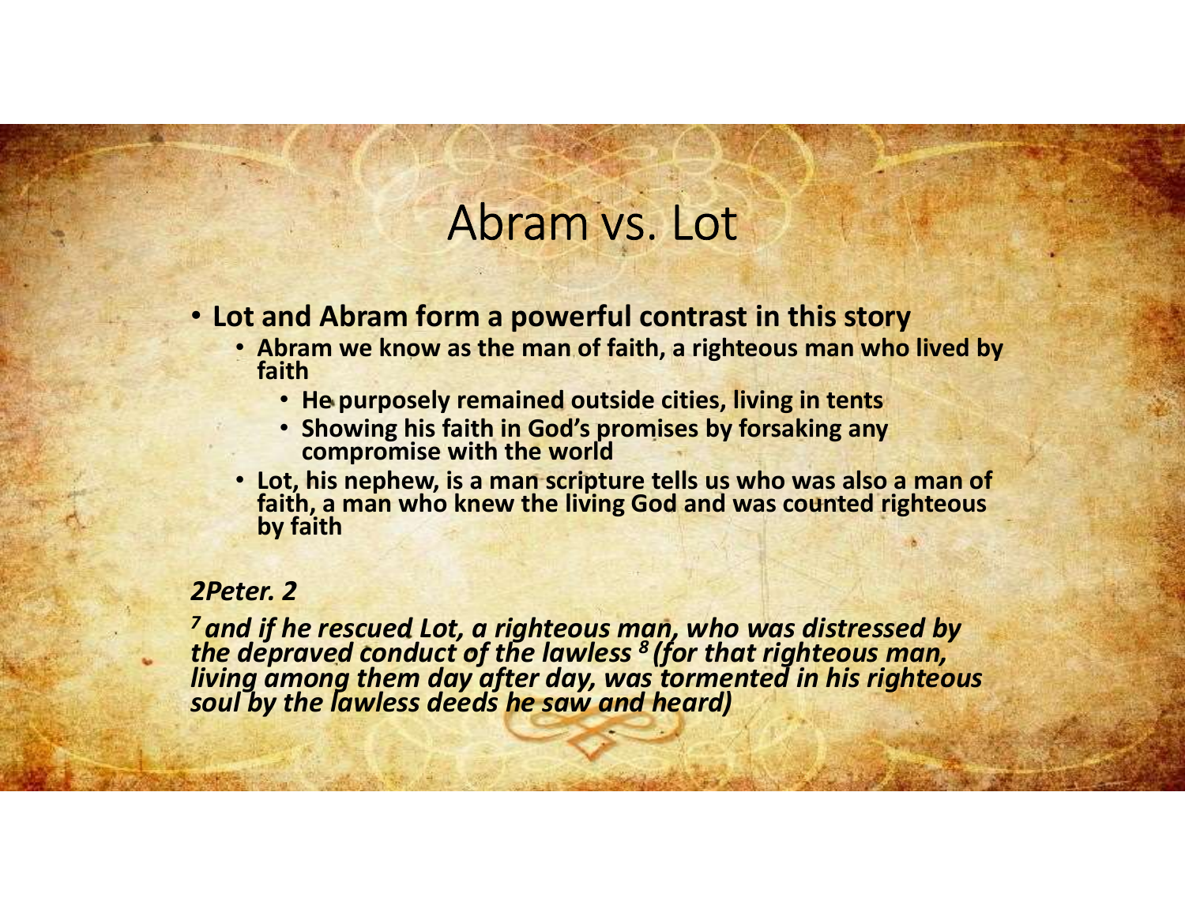# Abram vs. Lot

- **Lot and Abram form a powerful contrast in this story**
  - **Abram we know as the man of faith, a righteous man who lived by faith**
    - **He purposely remained outside cities, living in tents**
    - **Showing his faith in God's promises by forsaking any compromise with the world**
  - **Lot, his nephew, is a man scripture tells us who was also a man of faith, a man who knew the living God and was counted righteous by faith**

***2Peter. 2***

***[7] and if he rescued Lot, a righteous man, who was distressed by the depraved conduct of the lawless [8] (for that righteous man, living among them day after day, was tormented in his righteous soul by the lawless deeds he saw and heard)***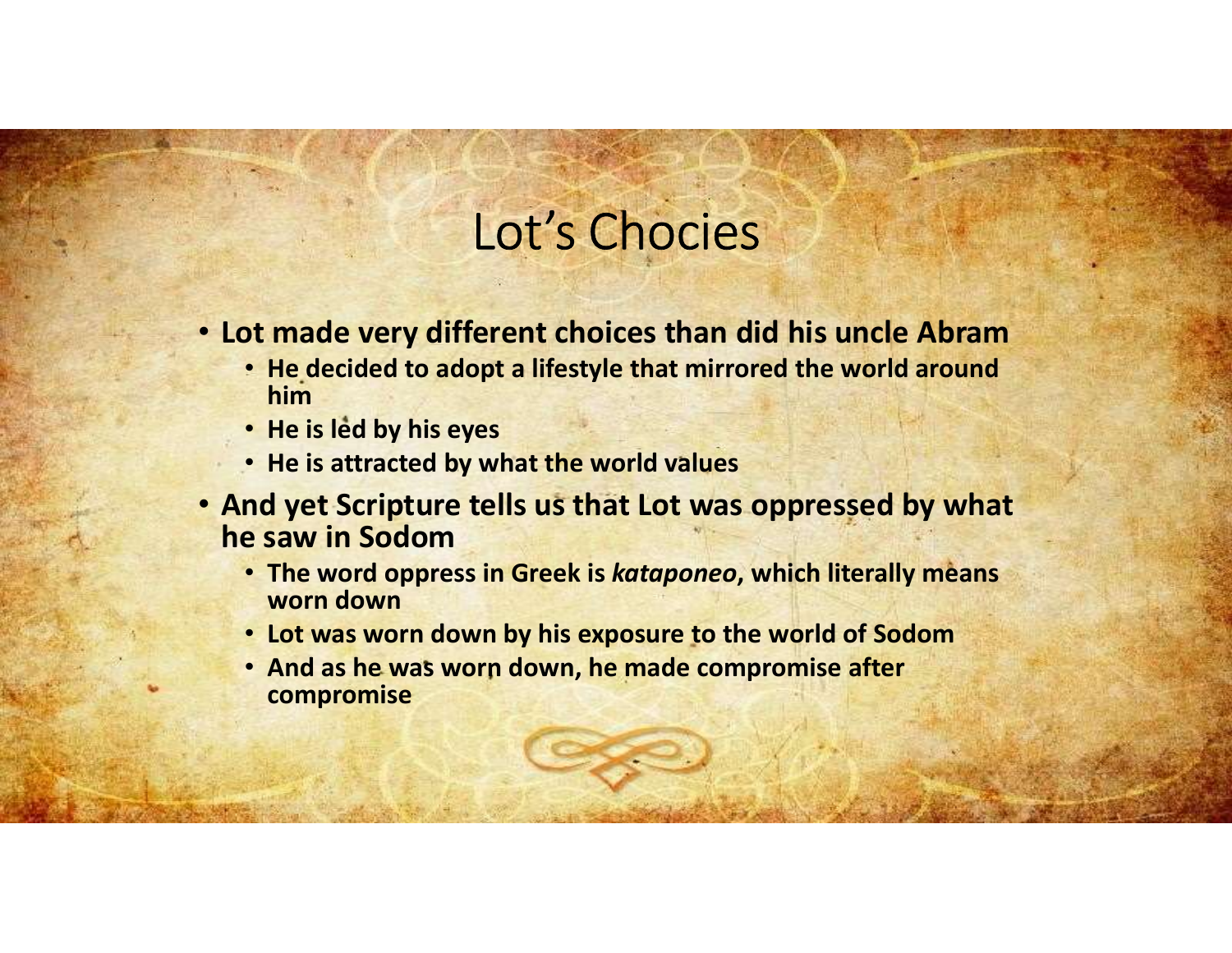# Lot's Chocies

- **Lot made very different choices than did his uncle Abram**
  - **He decided to adopt a lifestyle that mirrored the world around him**
  - **He is led by his eyes**
  - **He is attracted by what the world values**
- **And yet Scripture tells us that Lot was oppressed by what he saw in Sodom**
  - **The word oppress in Greek is *kataponeo*, which literally means worn down**
  - **Lot was worn down by his exposure to the world of Sodom**
  - **And as he was worn down, he made compromise after compromise**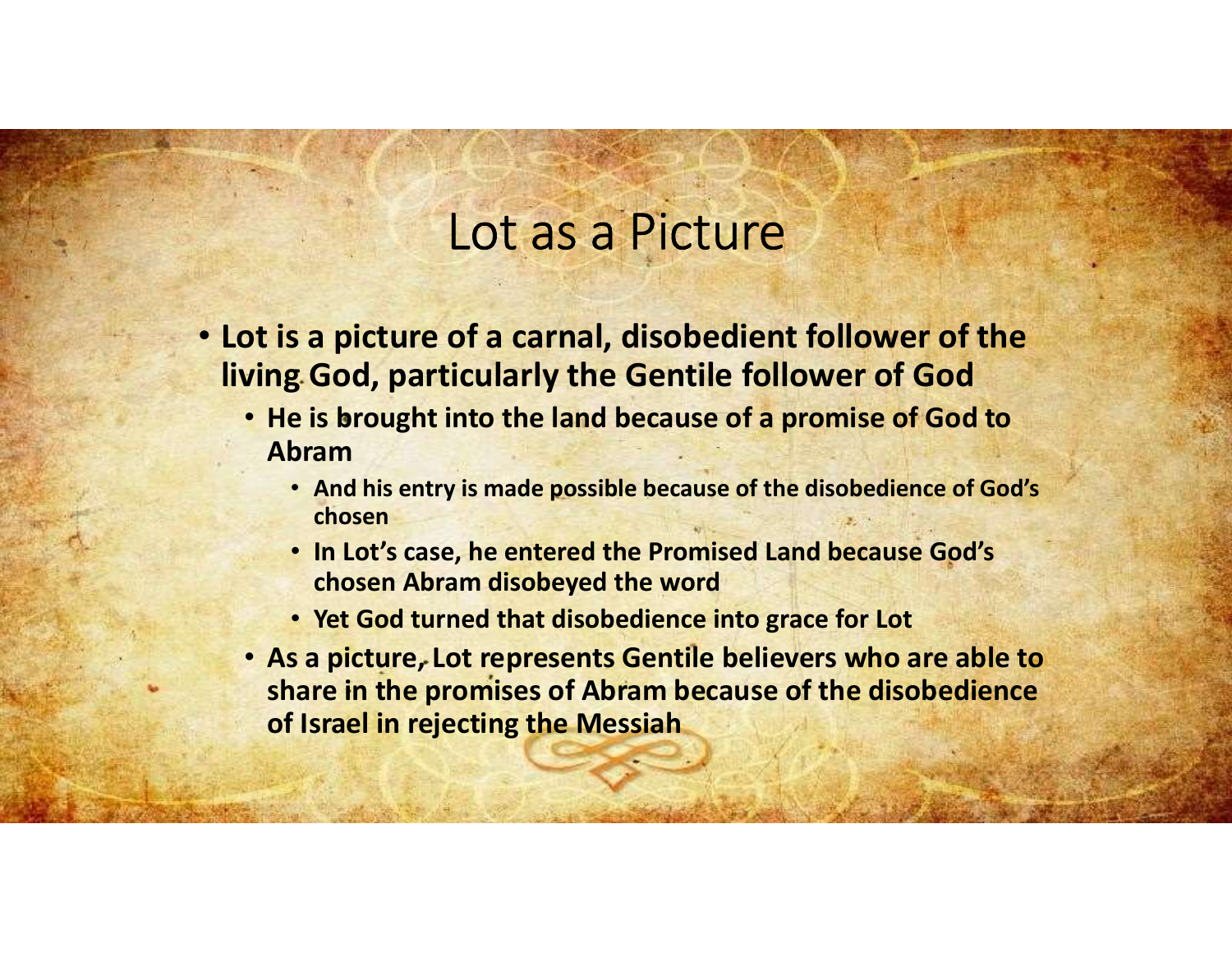# Lot as a Picture

- **Lot is a picture of a carnal, disobedient follower of the living God, particularly the Gentile follower of God**
  - **He is brought into the land because of a promise of God to Abram**
    - **And his entry is made possible because of the disobedience of God's chosen**
    - **In Lot's case, he entered the Promised Land because God's chosen Abram disobeyed the word**
    - **Yet God turned that disobedience into grace for Lot**
  - **As a picture, Lot represents Gentile believers who are able to share in the promises of Abram because of the disobedience of Israel in rejecting the Messiah**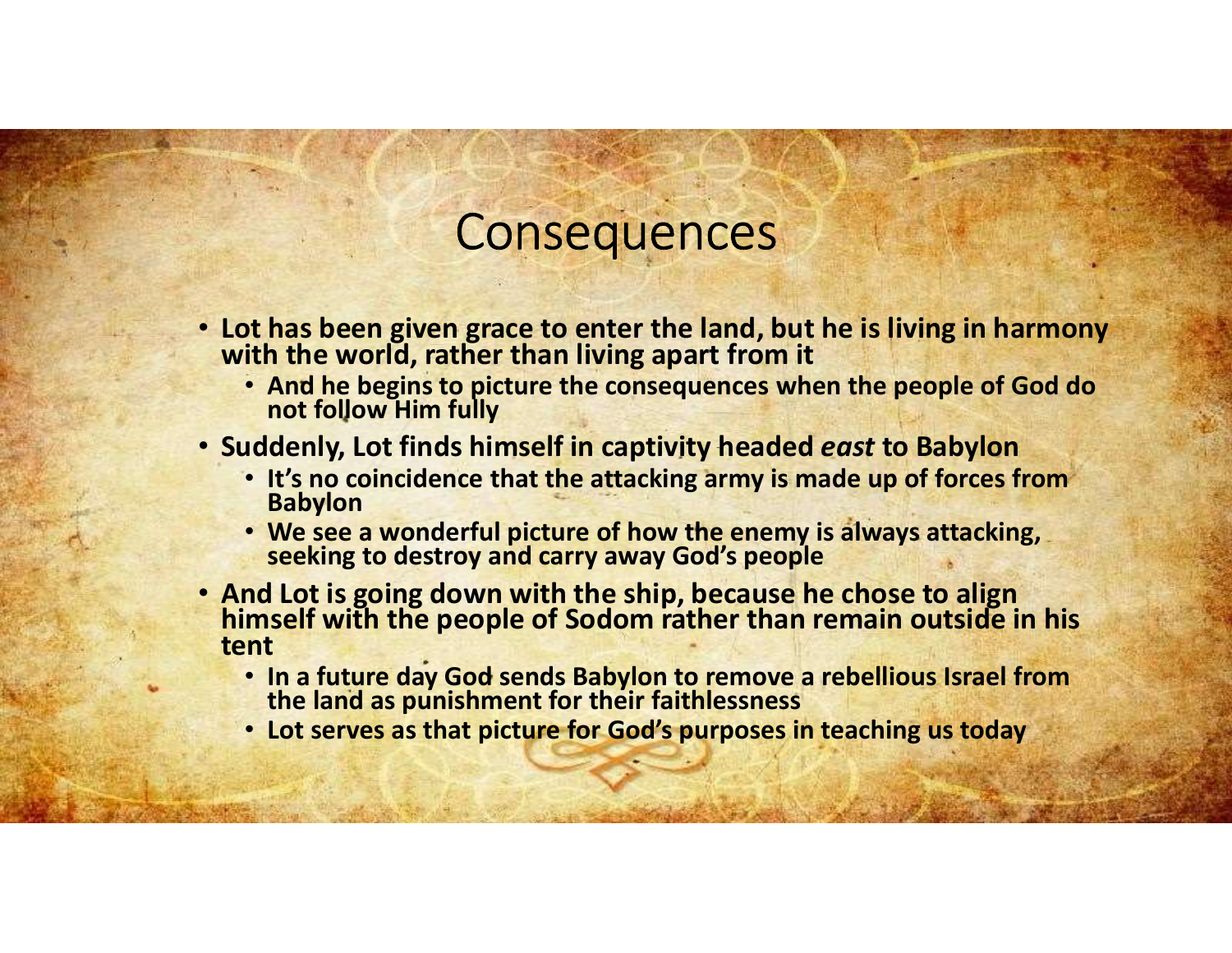# Consequences

- **Lot has been given grace to enter the land, but he is living in harmony with the world, rather than living apart from it**
  - **And he begins to picture the consequences when the people of God do not follow Him fully**
- **Suddenly, Lot finds himself in captivity headed *east* to Babylon**
  - **It's no coincidence that the attacking army is made up of forces from Babylon**
  - **We see a wonderful picture of how the enemy is always attacking, seeking to destroy and carry away God's people**
- **And Lot is going down with the ship, because he chose to align himself with the people of Sodom rather than remain outside in his tent**
  - **In a future day God sends Babylon to remove a rebellious Israel from the land as punishment for their faithlessness**
  - **Lot serves as that picture for God's purposes in teaching us today**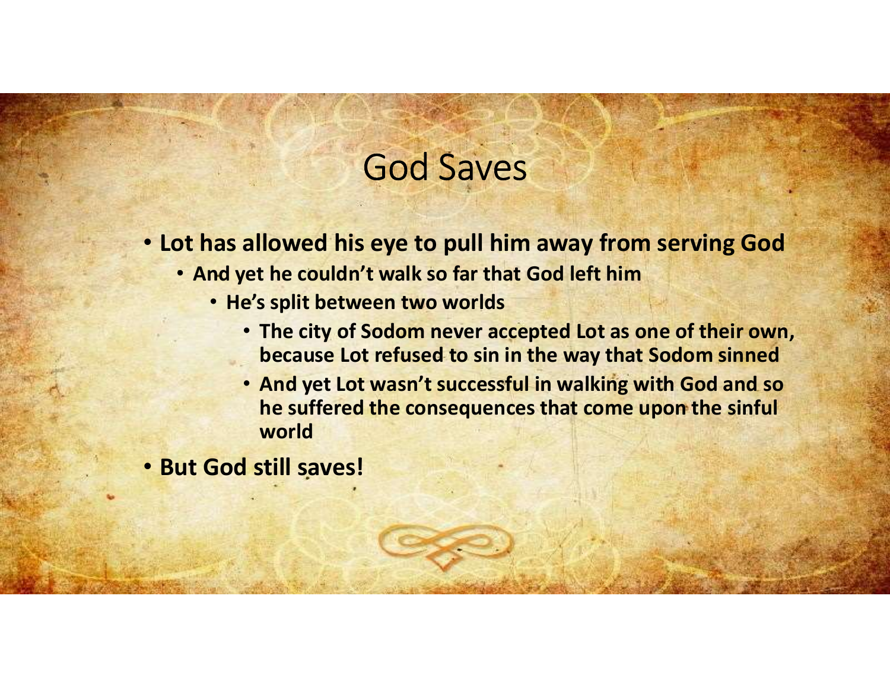# God Saves

- **Lot has allowed his eye to pull him away from serving God**
  - **And yet he couldn't walk so far that God left him**
    - **He's split between two worlds**
      - **The city of Sodom never accepted Lot as one of their own, because Lot refused to sin in the way that Sodom sinned**
      - **And yet Lot wasn't successful in walking with God and so he suffered the consequences that come upon the sinful world**
- **But God still saves!**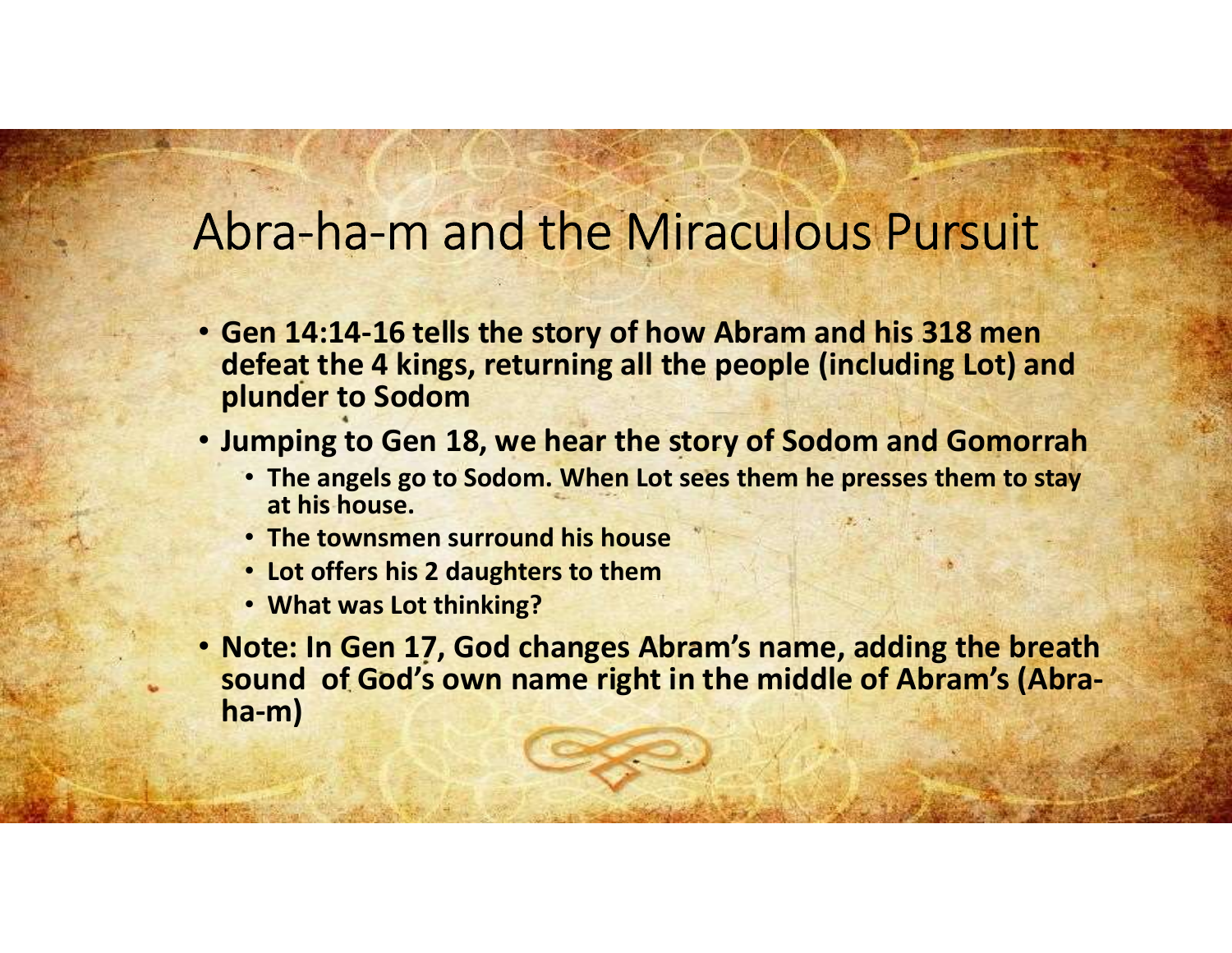# Abra-ha-m and the Miraculous Pursuit

- **Gen 14:14-16 tells the story of how Abram and his 318 men defeat the 4 kings, returning all the people (including Lot) and plunder to Sodom**
- **Jumping to Gen 18, we hear the story of Sodom and Gomorrah**
  - **The angels go to Sodom. When Lot sees them he presses them to stay at his house.**
  - **The townsmen surround his house**
  - **Lot offers his 2 daughters to them**
  - **What was Lot thinking?**
- **Note: In Gen 17, God changes Abram's name, adding the breath sound of God's own name right in the middle of Abram's (Abra-ha-m)**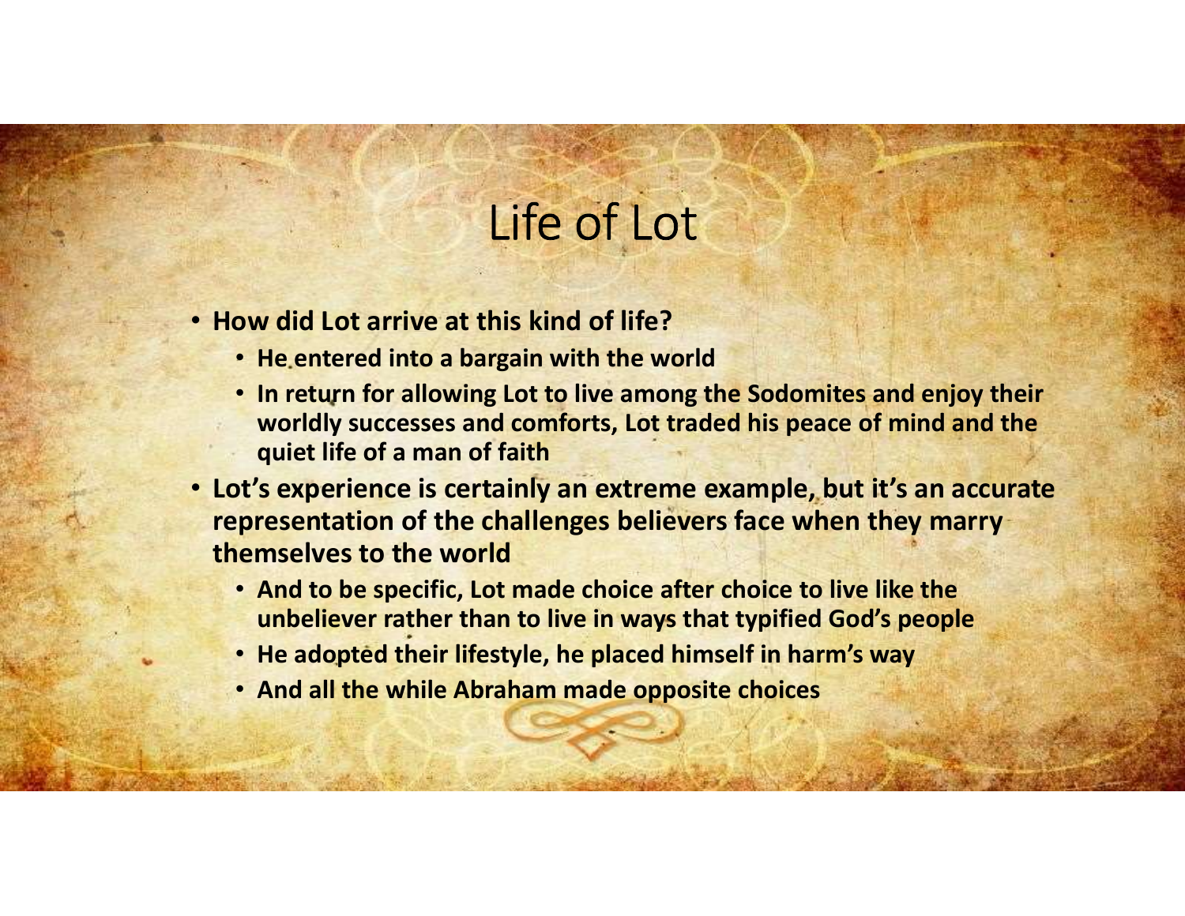# Life of Lot

- **How did Lot arrive at this kind of life?**
  - **He entered into a bargain with the world**
  - **In return for allowing Lot to live among the Sodomites and enjoy their worldly successes and comforts, Lot traded his peace of mind and the quiet life of a man of faith**
- **Lot's experience is certainly an extreme example, but it's an accurate representation of the challenges believers face when they marry themselves to the world**
  - **And to be specific, Lot made choice after choice to live like the unbeliever rather than to live in ways that typified God's people**
  - **He adopted their lifestyle, he placed himself in harm's way**
  - **And all the while Abraham made opposite choices**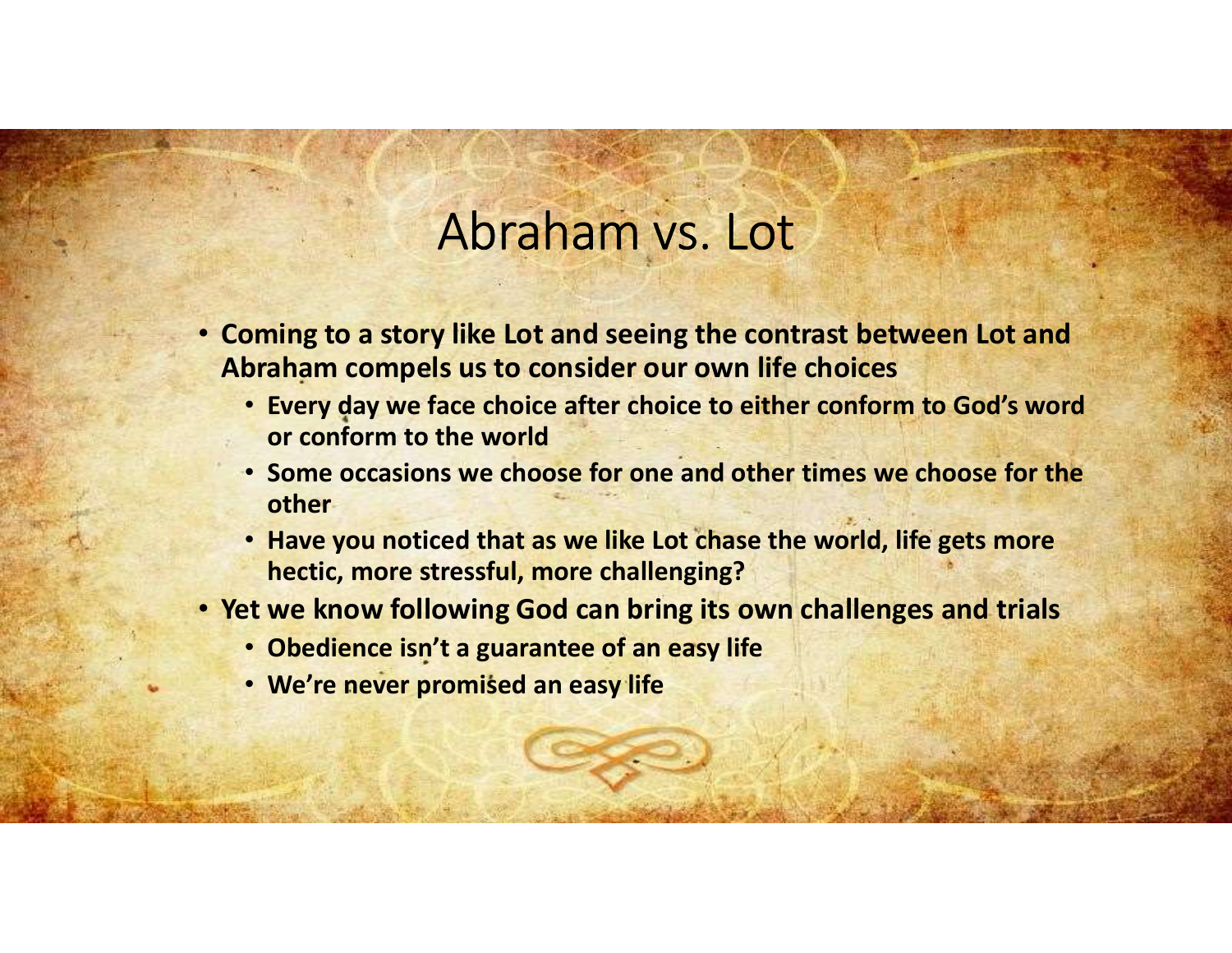# Abraham vs. Lot

- **Coming to a story like Lot and seeing the contrast between Lot and Abraham compels us to consider our own life choices**
  - **Every day we face choice after choice to either conform to God's word or conform to the world**
  - **Some occasions we choose for one and other times we choose for the other**
  - **Have you noticed that as we like Lot chase the world, life gets more hectic, more stressful, more challenging?**
- **Yet we know following God can bring its own challenges and trials**
  - **Obedience isn't a guarantee of an easy life**
  - **We're never promised an easy life**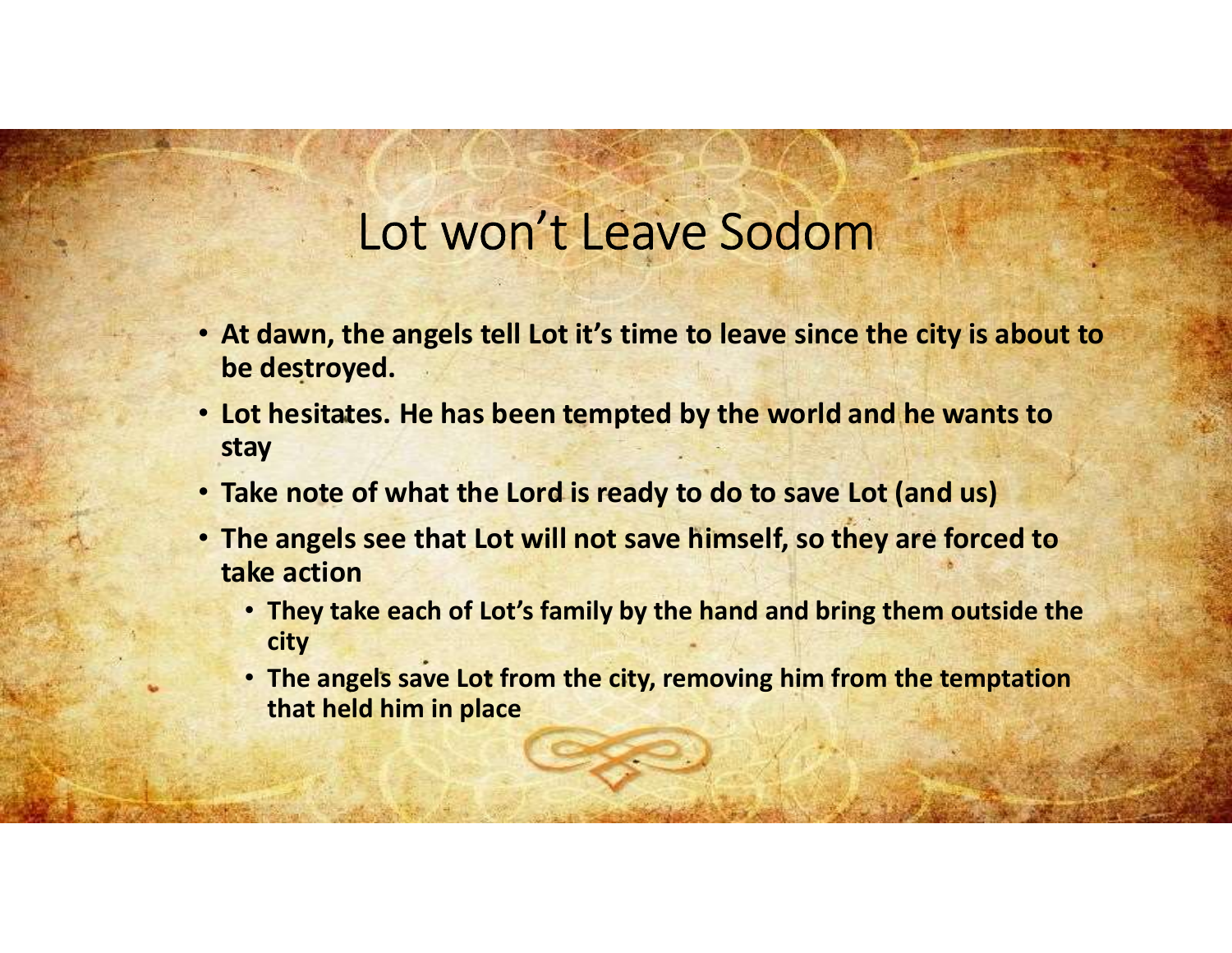# Lot won't Leave Sodom

- **At dawn, the angels tell Lot it's time to leave since the city is about to be destroyed.**
- **Lot hesitates. He has been tempted by the world and he wants to stay**
- **Take note of what the Lord is ready to do to save Lot (and us)**
- **The angels see that Lot will not save himself, so they are forced to take action**
  - **They take each of Lot's family by the hand and bring them outside the city**
  - **The angels save Lot from the city, removing him from the temptation that held him in place**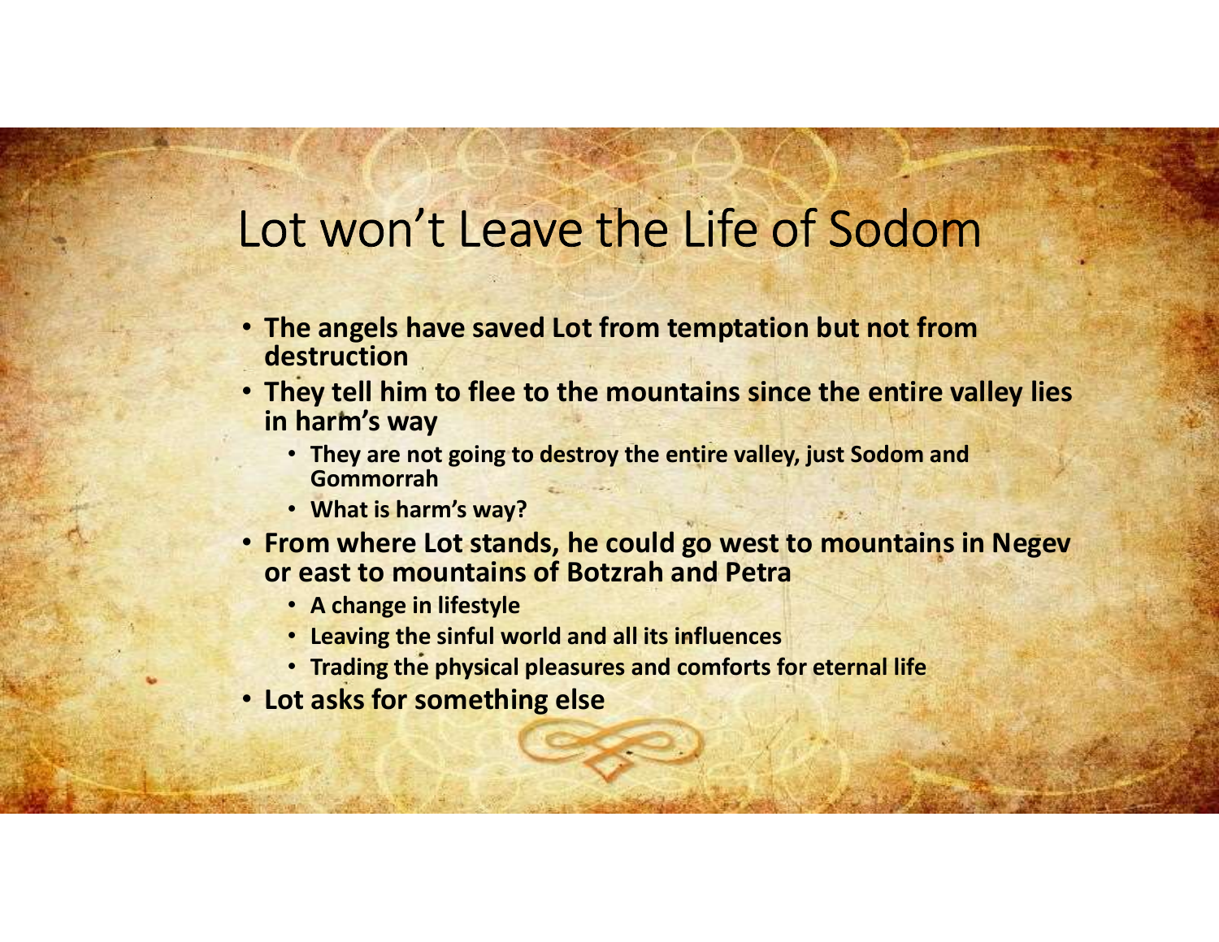# Lot won't Leave the Life of Sodom

- **The angels have saved Lot from temptation but not from destruction**
- **They tell him to flee to the mountains since the entire valley lies in harm's way**
  - **They are not going to destroy the entire valley, just Sodom and Gommorrah**
  - **What is harm's way?**
- **From where Lot stands, he could go west to mountains in Negev or east to mountains of Botzrah and Petra**
  - **A change in lifestyle**
  - **Leaving the sinful world and all its influences**
  - **Trading the physical pleasures and comforts for eternal life**
- **Lot asks for something else**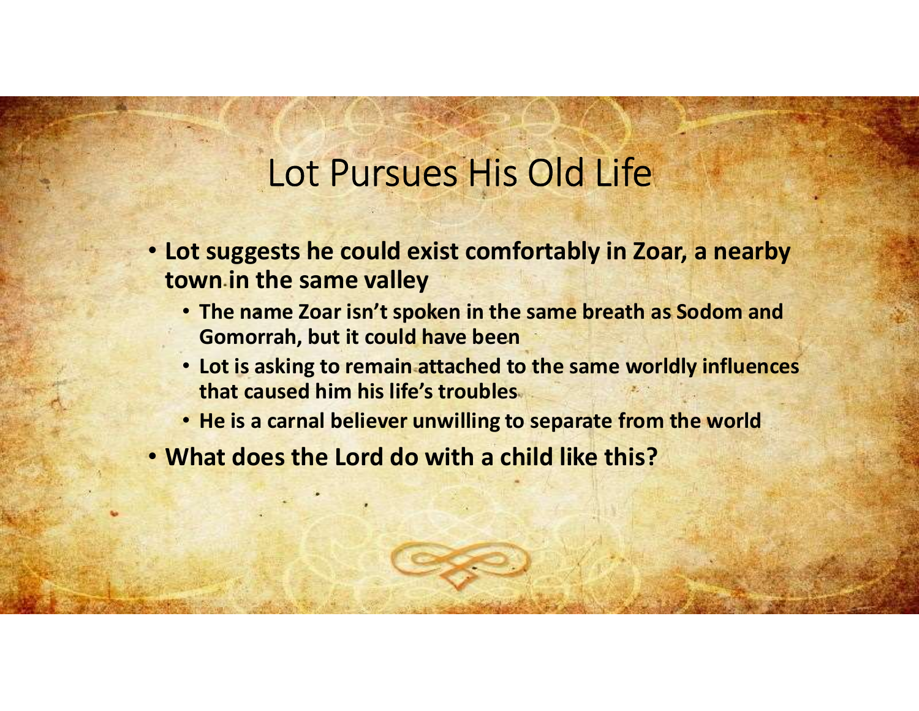# Lot Pursues His Old Life

- **Lot suggests he could exist comfortably in Zoar, a nearby town in the same valley**
  - **The name Zoar isn't spoken in the same breath as Sodom and Gomorrah, but it could have been**
  - **Lot is asking to remain attached to the same worldly influences that caused him his life's troubles**
  - **He is a carnal believer unwilling to separate from the world**
- **What does the Lord do with a child like this?**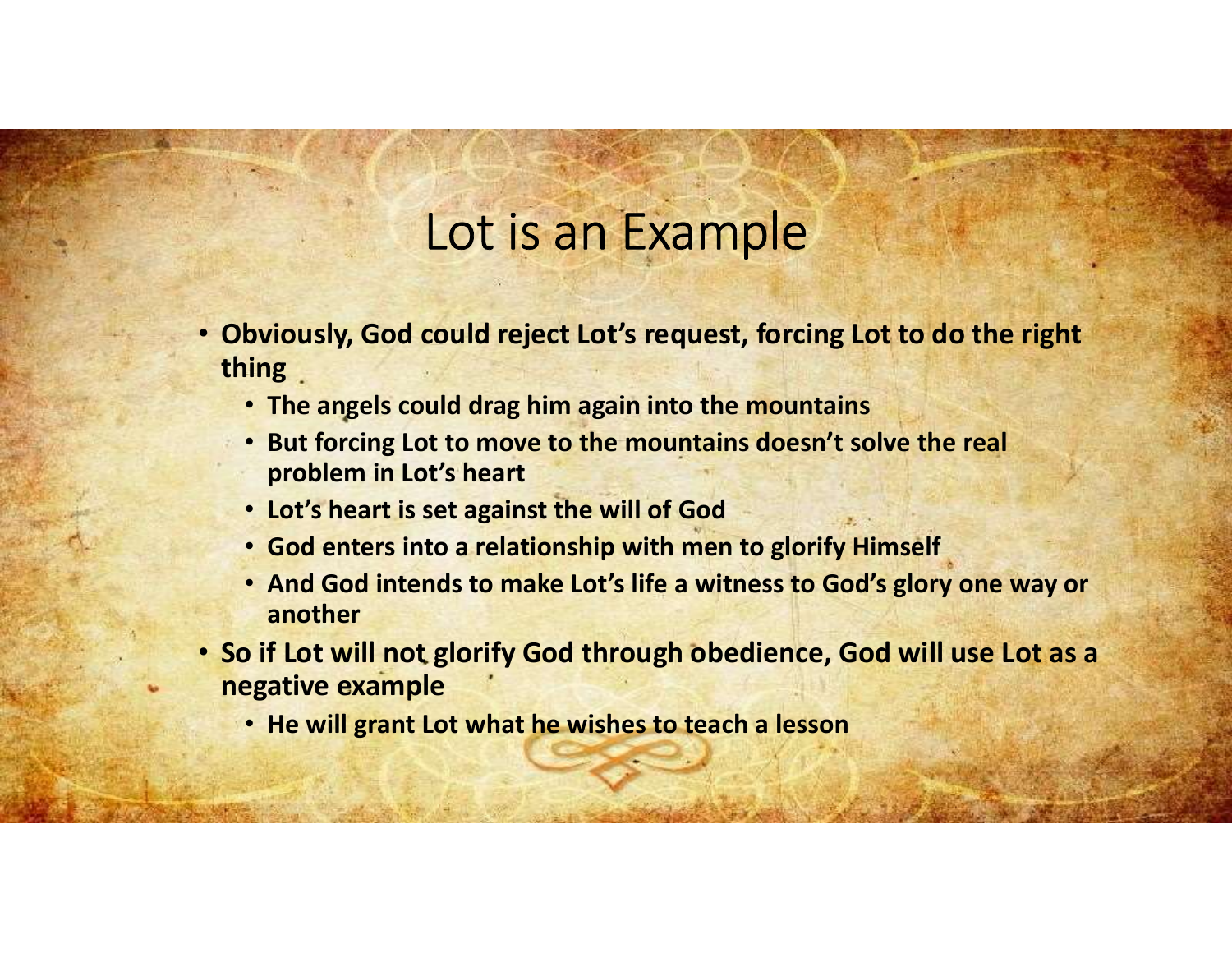# Lot is an Example

- **Obviously, God could reject Lot's request, forcing Lot to do the right thing**
  - **The angels could drag him again into the mountains**
  - **But forcing Lot to move to the mountains doesn't solve the real problem in Lot's heart**
  - **Lot's heart is set against the will of God**
  - **God enters into a relationship with men to glorify Himself**
  - **And God intends to make Lot's life a witness to God's glory one way or another**
- **So if Lot will not glorify God through obedience, God will use Lot as a negative example**
  - **He will grant Lot what he wishes to teach a lesson**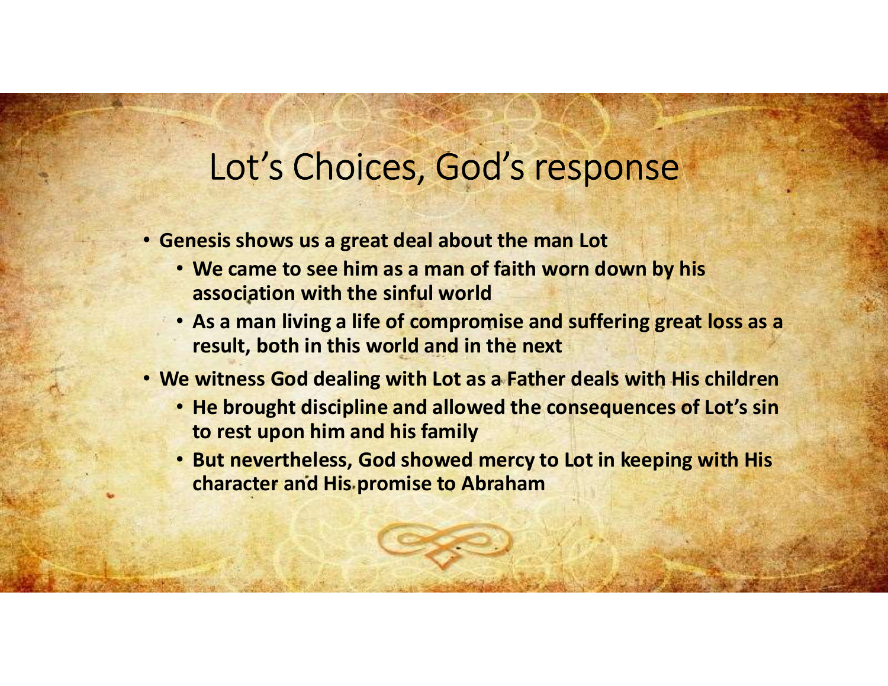# Lot's Choices, God's response

- **Genesis shows us a great deal about the man Lot**
  - **We came to see him as a man of faith worn down by his association with the sinful world**
  - **As a man living a life of compromise and suffering great loss as a result, both in this world and in the next**
- **We witness God dealing with Lot as a Father deals with His children**
  - **He brought discipline and allowed the consequences of Lot's sin to rest upon him and his family**
  - **But nevertheless, God showed mercy to Lot in keeping with His character and His promise to Abraham**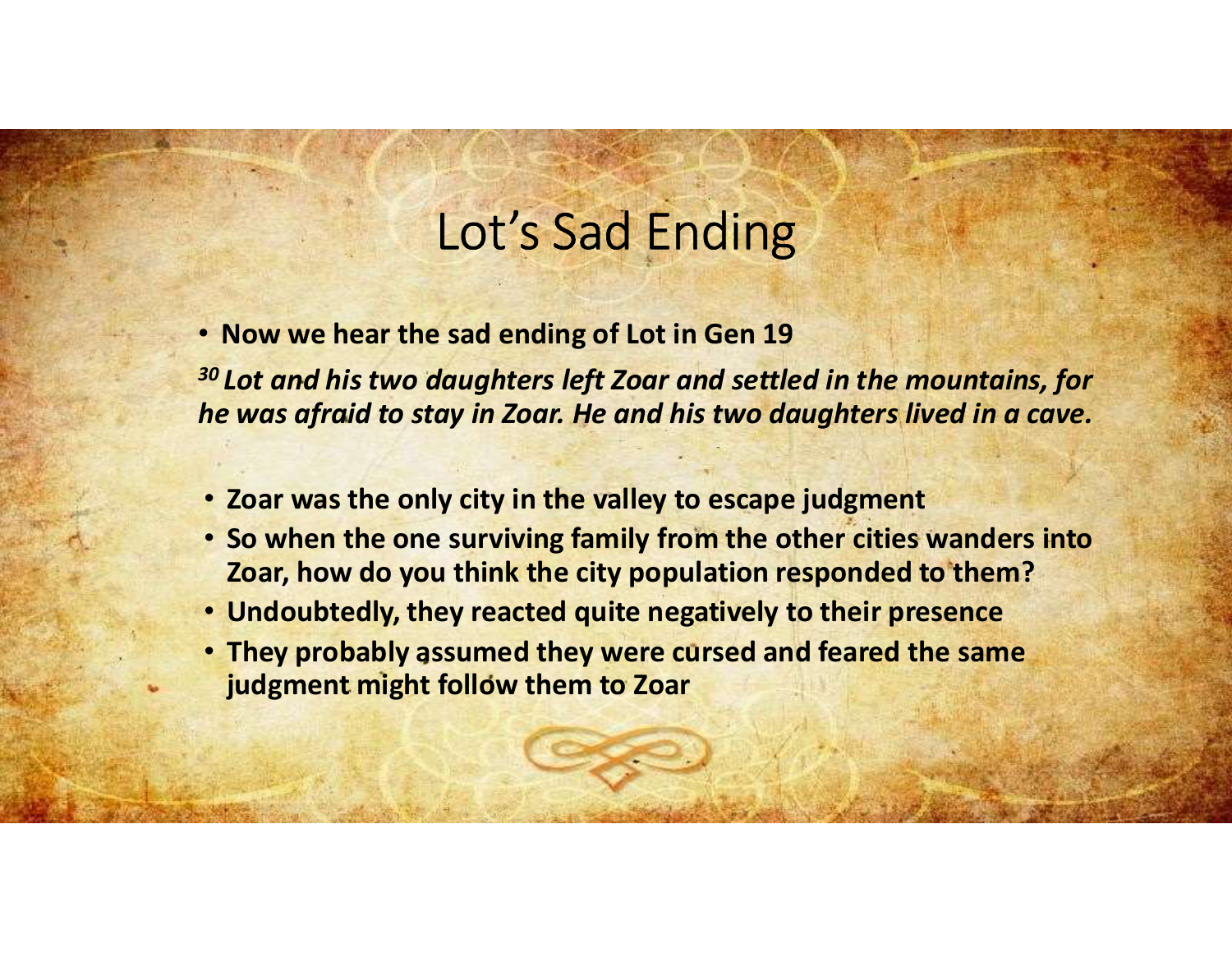# Lot's Sad Ending

- **Now we hear the sad ending of Lot in Gen 19**

***[30] Lot and his two daughters left Zoar and settled in the mountains, for he was afraid to stay in Zoar. He and his two daughters lived in a cave.***

- **Zoar was the only city in the valley to escape judgment**
- **So when the one surviving family from the other cities wanders into Zoar, how do you think the city population responded to them?**
- **Undoubtedly, they reacted quite negatively to their presence**
- **They probably assumed they were cursed and feared the same judgment might follow them to Zoar**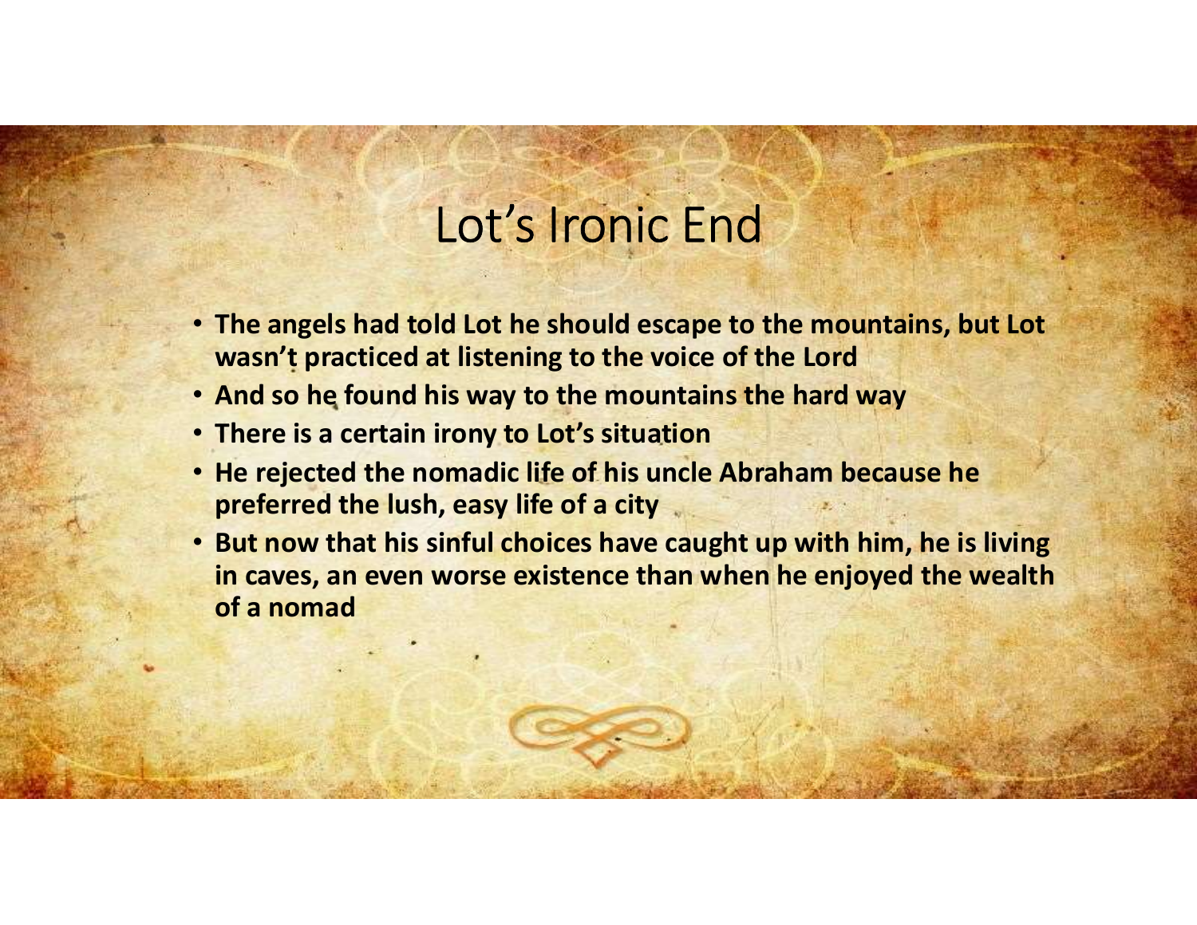# Lot's Ironic End

- **The angels had told Lot he should escape to the mountains, but Lot wasn't practiced at listening to the voice of the Lord**
- **And so he found his way to the mountains the hard way**
- **There is a certain irony to Lot's situation**
- **He rejected the nomadic life of his uncle Abraham because he preferred the lush, easy life of a city**
- **But now that his sinful choices have caught up with him, he is living in caves, an even worse existence than when he enjoyed the wealth of a nomad**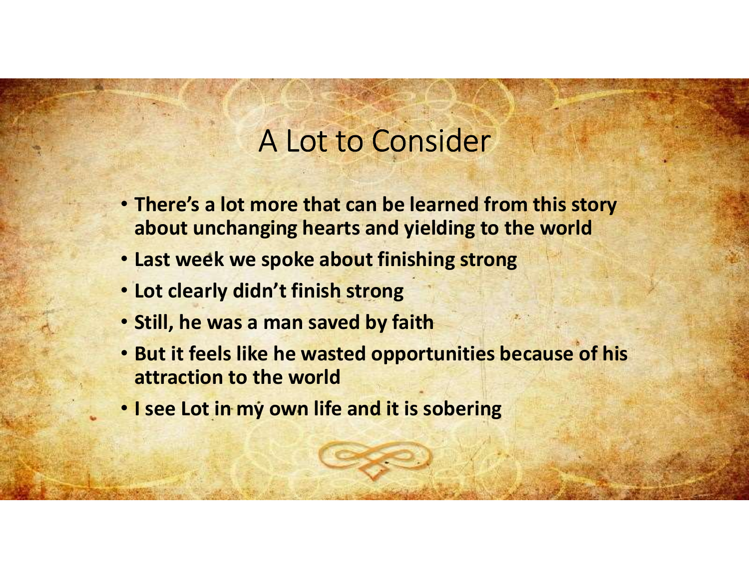# A Lot to Consider

- **There's a lot more that can be learned from this story about unchanging hearts and yielding to the world**
- **Last week we spoke about finishing strong**
- **Lot clearly didn't finish strong**
- **Still, he was a man saved by faith**
- **But it feels like he wasted opportunities because of his attraction to the world**
- **I see Lot in my own life and it is sobering**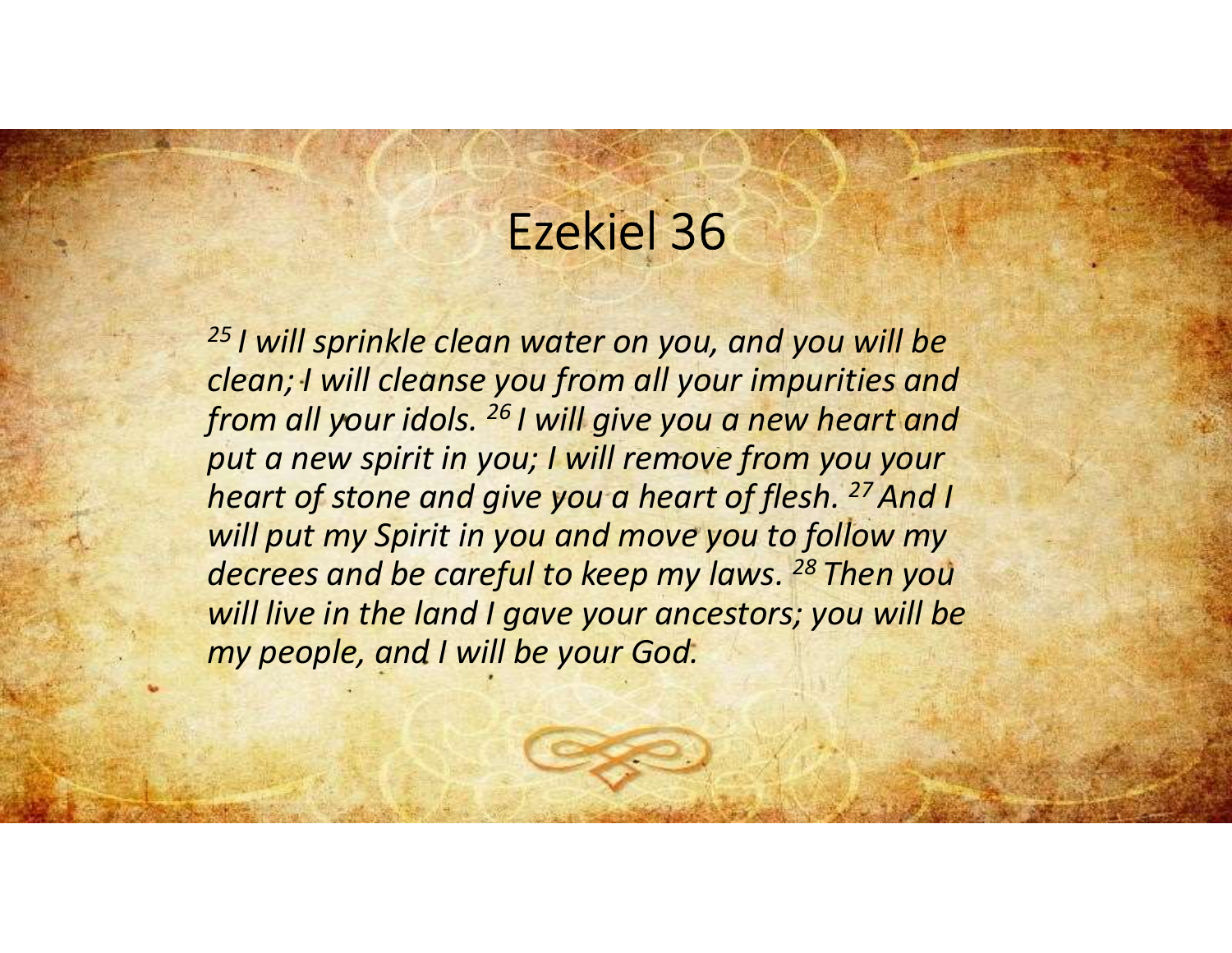# Ezekiel 36

*[25] I will sprinkle clean water on you, and you will be clean; I will cleanse you from all your impurities and from all your idols. [26] I will give you a new heart and put a new spirit in you; I will remove from you your heart of stone and give you a heart of flesh. [27] And I will put my Spirit in you and move you to follow my decrees and be careful to keep my laws. [28] Then you will live in the land I gave your ancestors; you will be my people, and I will be your God.*